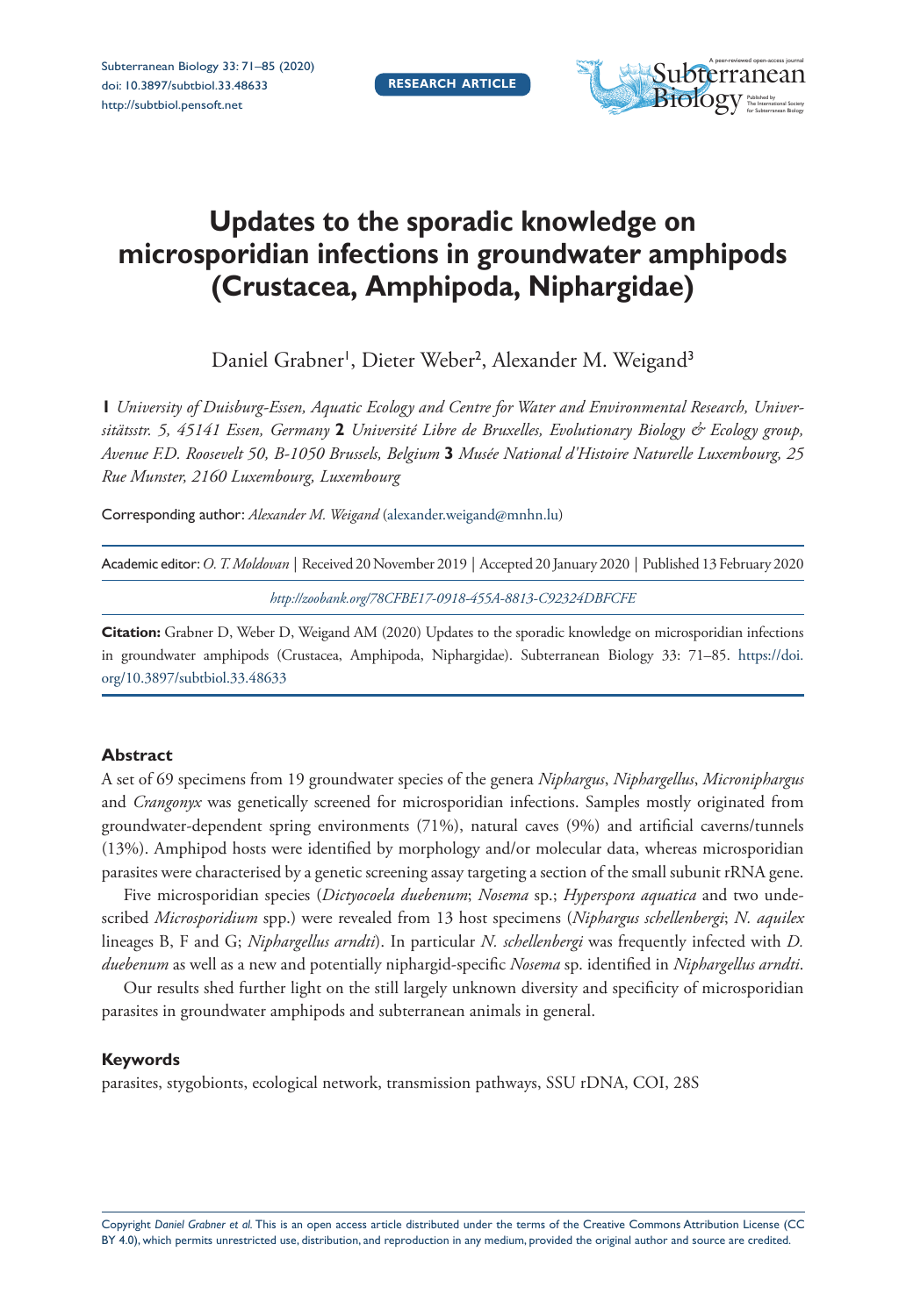RESEARCH ARTICLE

# Updates to the sporadic knowledge on microsporidian infections in groundwater amphipods (Crustacea, Amphipoda, Niphargidae)

Daniel Grabner[1], Dieter Weber[2], Alexander M. Weigand[3]

**1** *University of Duisburg-Essen, Aquatic Ecology and Centre for Water and Environmental Research, Universitätsstr. 5, 45141 Essen, Germany* **2** *Université Libre de Bruxelles, Evolutionary Biology & Ecology group, Avenue F.D. Roosevelt 50, B-1050 Brussels, Belgium* **3** *Musée National d'Histoire Naturelle Luxembourg, 25 Rue Munster, 2160 Luxembourg, Luxembourg*

Corresponding author: *Alexander M. Weigand* (alexander.weigand@mnhn.lu)

Academic editor: *O. T. Moldovan* | Received 20 November 2019 | Accepted 20 January 2020 | Published 13 February 2020

*http://zoobank.org/78CFBE17-0918-455A-8813-C92324DBFCFE*

**Citation:** Grabner D, Weber D, Weigand AM (2020) Updates to the sporadic knowledge on microsporidian infections in groundwater amphipods (Crustacea, Amphipoda, Niphargidae). Subterranean Biology 33: 71–85. https://doi.org/10.3897/subtbiol.33.48633

## Abstract

A set of 69 specimens from 19 groundwater species of the genera *Niphargus*, *Niphargellus*, *Microniphargus* and *Crangonyx* was genetically screened for microsporidian infections. Samples mostly originated from groundwater-dependent spring environments (71%), natural caves (9%) and artificial caverns/tunnels (13%). Amphipod hosts were identified by morphology and/or molecular data, whereas microsporidian parasites were characterised by a genetic screening assay targeting a section of the small subunit rRNA gene.

Five microsporidian species (*Dictyocoela duebenum*; *Nosema* sp.; *Hyperspora aquatica* and two undescribed *Microsporidium* spp.) were revealed from 13 host specimens (*Niphargus schellenbergi*; *N. aquilex* lineages B, F and G; *Niphargellus arndti*). In particular *N. schellenbergi* was frequently infected with *D. duebenum* as well as a new and potentially niphargid-specific *Nosema* sp. identified in *Niphargellus arndti*.

Our results shed further light on the still largely unknown diversity and specificity of microsporidian parasites in groundwater amphipods and subterranean animals in general.

## Keywords

parasites, stygobionts, ecological network, transmission pathways, SSU rDNA, COI, 28S

Copyright *Daniel Grabner et al.* This is an open access article distributed under the terms of the Creative Commons Attribution License (CC BY 4.0), which permits unrestricted use, distribution, and reproduction in any medium, provided the original author and source are credited.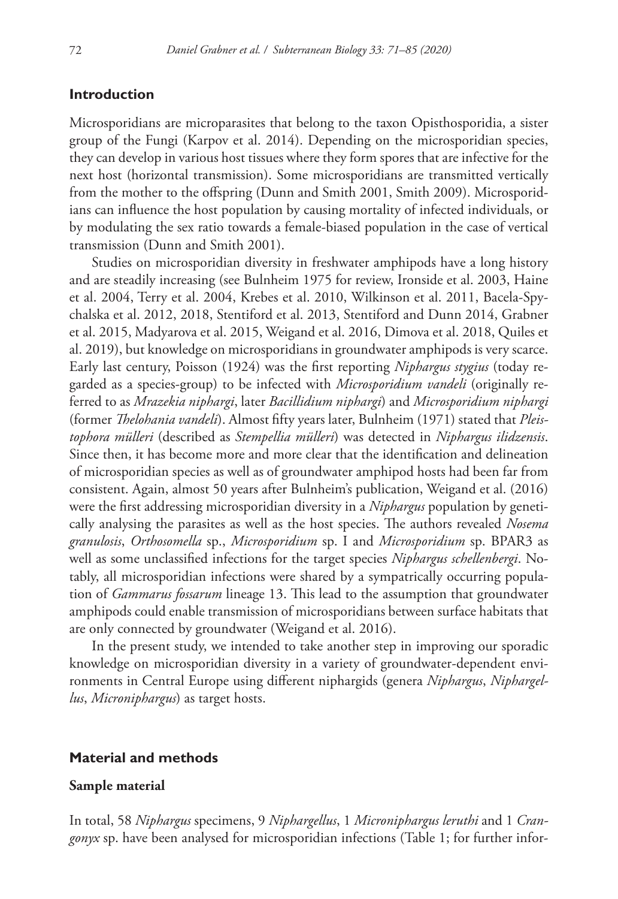## Introduction

Microsporidians are microparasites that belong to the taxon Opisthosporidia, a sister group of the Fungi (Karpov et al. 2014). Depending on the microsporidian species, they can develop in various host tissues where they form spores that are infective for the next host (horizontal transmission). Some microsporidians are transmitted vertically from the mother to the offspring (Dunn and Smith 2001, Smith 2009). Microsporidians can influence the host population by causing mortality of infected individuals, or by modulating the sex ratio towards a female-biased population in the case of vertical transmission (Dunn and Smith 2001).

Studies on microsporidian diversity in freshwater amphipods have a long history and are steadily increasing (see Bulnheim 1975 for review, Ironside et al. 2003, Haine et al. 2004, Terry et al. 2004, Krebes et al. 2010, Wilkinson et al. 2011, Bacela-Spychalska et al. 2012, 2018, Stentiford et al. 2013, Stentiford and Dunn 2014, Grabner et al. 2015, Madyarova et al. 2015, Weigand et al. 2016, Dimova et al. 2018, Quiles et al. 2019), but knowledge on microsporidians in groundwater amphipods is very scarce. Early last century, Poisson (1924) was the first reporting *Niphargus stygius* (today regarded as a species-group) to be infected with *Microsporidium vandeli* (originally referred to as *Mrazekia niphargi*, later *Bacillidium niphargi*) and *Microsporidium niphargi* (former *Thelohania vandeli*). Almost fifty years later, Bulnheim (1971) stated that *Pleistophora mülleri* (described as *Stempellia mülleri*) was detected in *Niphargus ilidzensis*. Since then, it has become more and more clear that the identification and delineation of microsporidian species as well as of groundwater amphipod hosts had been far from consistent. Again, almost 50 years after Bulnheim's publication, Weigand et al. (2016) were the first addressing microsporidian diversity in a *Niphargus* population by genetically analysing the parasites as well as the host species. The authors revealed *Nosema granulosis*, *Orthosomella* sp., *Microsporidium* sp. I and *Microsporidium* sp. BPAR3 as well as some unclassified infections for the target species *Niphargus schellenbergi*. Notably, all microsporidian infections were shared by a sympatrically occurring population of *Gammarus fossarum* lineage 13. This lead to the assumption that groundwater amphipods could enable transmission of microsporidians between surface habitats that are only connected by groundwater (Weigand et al. 2016).

In the present study, we intended to take another step in improving our sporadic knowledge on microsporidian diversity in a variety of groundwater-dependent environments in Central Europe using different niphargids (genera *Niphargus*, *Niphargellus*, *Microniphargus*) as target hosts.

## Material and methods

### Sample material

In total, 58 *Niphargus* specimens, 9 *Niphargellus*, 1 *Microniphargus leruthi* and 1 *Crangonyx* sp. have been analysed for microsporidian infections (Table 1; for further infor-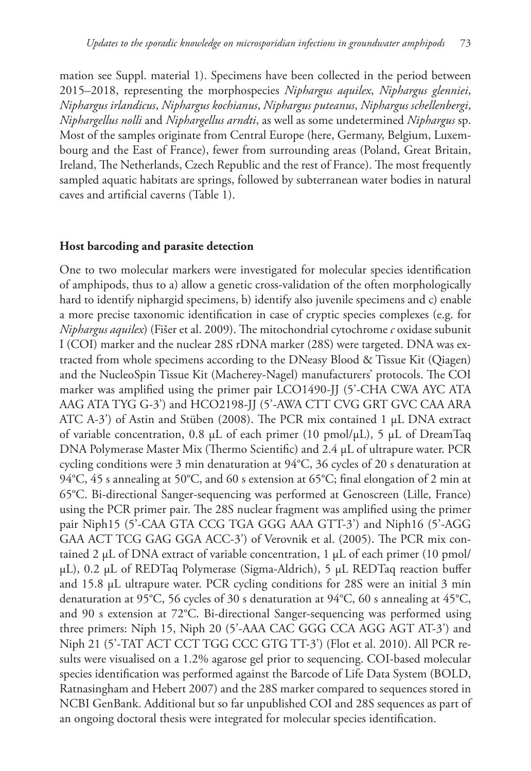mation see Suppl. material 1). Specimens have been collected in the period between 2015–2018, representing the morphospecies *Niphargus aquilex*, *Niphargus glenniei*, *Niphargus irlandicus*, *Niphargus kochianus*, *Niphargus puteanus*, *Niphargus schellenbergi*, *Niphargellus nolli* and *Niphargellus arndti*, as well as some undetermined *Niphargus* sp. Most of the samples originate from Central Europe (here, Germany, Belgium, Luxembourg and the East of France), fewer from surrounding areas (Poland, Great Britain, Ireland, The Netherlands, Czech Republic and the rest of France). The most frequently sampled aquatic habitats are springs, followed by subterranean water bodies in natural caves and artificial caverns (Table 1).

## Host barcoding and parasite detection

One to two molecular markers were investigated for molecular species identification of amphipods, thus to a) allow a genetic cross-validation of the often morphologically hard to identify niphargid specimens, b) identify also juvenile specimens and c) enable a more precise taxonomic identification in case of cryptic species complexes (e.g. for *Niphargus aquilex*) (Fišer et al. 2009). The mitochondrial cytochrome *c* oxidase subunit I (COI) marker and the nuclear 28S rDNA marker (28S) were targeted. DNA was extracted from whole specimens according to the DNeasy Blood & Tissue Kit (Qiagen) and the NucleoSpin Tissue Kit (Macherey-Nagel) manufacturers' protocols. The COI marker was amplified using the primer pair LCO1490-JJ (5'-CHA CWA AYC ATA AAG ATA TYG G-3') and HCO2198-JJ (5'-AWA CTT CVG GRT GVC CAA ARA ATC A-3') of Astin and Stüben (2008). The PCR mix contained 1 µL DNA extract of variable concentration, 0.8 µL of each primer (10 pmol/µL), 5 µL of DreamTaq DNA Polymerase Master Mix (Thermo Scientific) and 2.4 µL of ultrapure water. PCR cycling conditions were 3 min denaturation at 94°C, 36 cycles of 20 s denaturation at 94°C, 45 s annealing at 50°C, and 60 s extension at 65°C; final elongation of 2 min at 65°C. Bi-directional Sanger-sequencing was performed at Genoscreen (Lille, France) using the PCR primer pair. The 28S nuclear fragment was amplified using the primer pair Niph15 (5'-CAA GTA CCG TGA GGG AAA GTT-3') and Niph16 (5'-AGG GAA ACT TCG GAG GGA ACC-3') of Verovnik et al. (2005). The PCR mix contained 2 µL of DNA extract of variable concentration, 1 µL of each primer (10 pmol/µL), 0.2 µL of REDTaq Polymerase (Sigma-Aldrich), 5 µL REDTaq reaction buffer and 15.8 µL ultrapure water. PCR cycling conditions for 28S were an initial 3 min denaturation at 95°C, 56 cycles of 30 s denaturation at 94°C, 60 s annealing at 45°C, and 90 s extension at 72°C. Bi-directional Sanger-sequencing was performed using three primers: Niph 15, Niph 20 (5'-AAA CAC GGG CCA AGG AGT AT-3') and Niph 21 (5'-TAT ACT CCT TGG CCC GTG TT-3') (Flot et al. 2010). All PCR results were visualised on a 1.2% agarose gel prior to sequencing. COI-based molecular species identification was performed against the Barcode of Life Data System (BOLD, Ratnasingham and Hebert 2007) and the 28S marker compared to sequences stored in NCBI GenBank. Additional but so far unpublished COI and 28S sequences as part of an ongoing doctoral thesis were integrated for molecular species identification.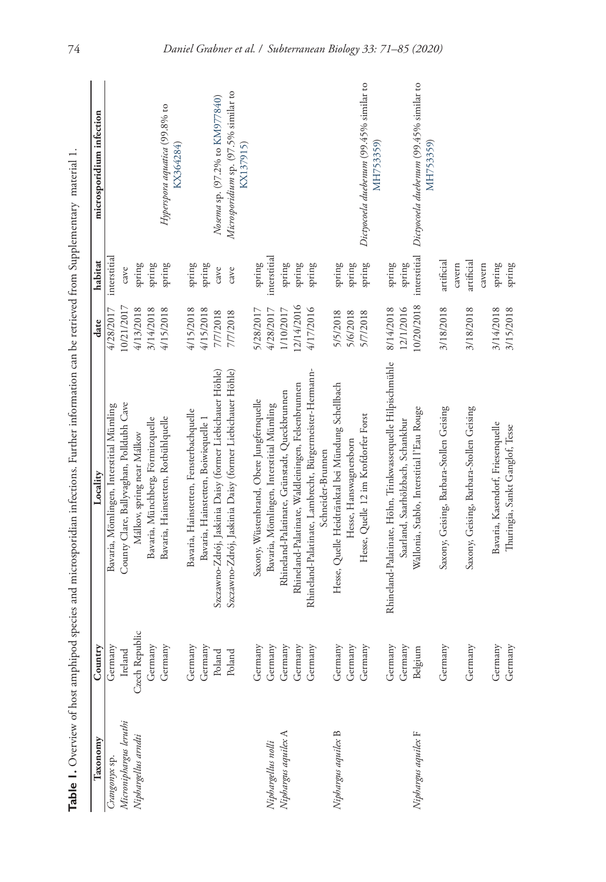**Table 1.** Overview of host amphipod species and microsporidian infections. Further information can be retrieved from Supplementary material 1.

| Taxonomy | Country | Locality | date | habitat | microsporidium infection |
|---|---|---|---|---|---|
| *Crangonyx* sp. | Germany | Bavaria, Mömlingen, Interstitial Mümling | 4/28/2017 | interstitial | |
| *Microniphargus leruthi* | Ireland | County Clare, Ballyvaghan, Polldubh Cave | 10/21/2017 | cave | |
| *Niphargellus arndti* | Czech Republic | Málkov, spring near Málkov | 4/13/2018 | spring | |
| | Germany | Bavaria, Münchberg, Förmitzquelle | 3/14/2018 | spring | |
| | Germany | Bavaria, Hainstetten, Rotbühlquelle | 4/15/2018 | spring | *Hyperspora aquatica* (99.8% to KX364284) |
| | Germany | Bavaria, Hainstetten, Fensterbachquelle | 4/15/2018 | spring | |
| | Germany | Bavaria, Hainstetten, Boiwiequelle 1 | 4/15/2018 | spring | |
| | Poland | Szczawno-Zdrój, Jaskinia Daisy (former Liebichauer Höhle) | 7/7/2018 | cave | *Nosema* sp. (97.2% to KM977840) |
| | Poland | Szczawno-Zdrój, Jaskinia Daisy (former Liebichauer Höhle) | 7/7/2018 | cave | *Microsporidium* sp. (97.5% similar to KX137915) |
| *Niphargellus nolli* | Germany | Saxony, Wüstenbrand, Obere Jungfernquelle | 5/28/2017 | spring | |
| *Niphargus aquilex* A | Germany | Bavaria, Mömlingen, Interstitial Mümling | 4/28/2017 | interstitial | |
| | Germany | Rhineland-Palatinate, Grünstadt, Queckbrunnen | 1/10/2017 | spring | |
| | Germany | Rhineland-Palatinate, Waldleiningen, Felsenbrunnen | 12/14/2016 | spring | |
| | Germany | Rhineland-Palatinate, Lambrecht, Bürgermeister-Hermann-Schneider-Brunnen | 4/17/2016 | spring | |
| *Niphargus aquilex* B | Germany | Hesse, Quelle Heidtränktal bei Mündung Schellbach | 5/5/2018 | spring | |
| | Germany | Hesse, Hanswagnersborn | 5/6/2018 | spring | |
| | Germany | Hesse, Quelle 12 im Kroftdorfer Forst | 5/7/2018 | spring | *Dictyocoela duebenum* (99.45% similar to MH753359) |
| | Germany | Rhineland-Palatinate, Höhn, Trinkwasserquelle Hilpischmühle | 8/14/2018 | spring | |
| | Germany | Saarland, Saarhölzbach, Schankbur | 12/1/2016 | spring | |
| *Niphargus aquilex* F | Belgium | Wallonia, Stablo, Interstitial l'Eau Rouge | 10/20/2018 | interstitial | *Dictyocoela duebenum* (99.45% similar to MH753359) |
| | Germany | Saxony, Geising, Barbara-Stollen Geising | 3/18/2018 | artificial cavern | |
| | Germany | Saxony, Geising, Barbara-Stollen Geising | 3/18/2018 | artificial cavern | |
| | Germany | Bavaria, Kasendorf, Friesenquelle | 3/14/2018 | spring | |
| | Germany | Thuringia, Sankt Ganglof, Tesse | 3/15/2018 | spring | |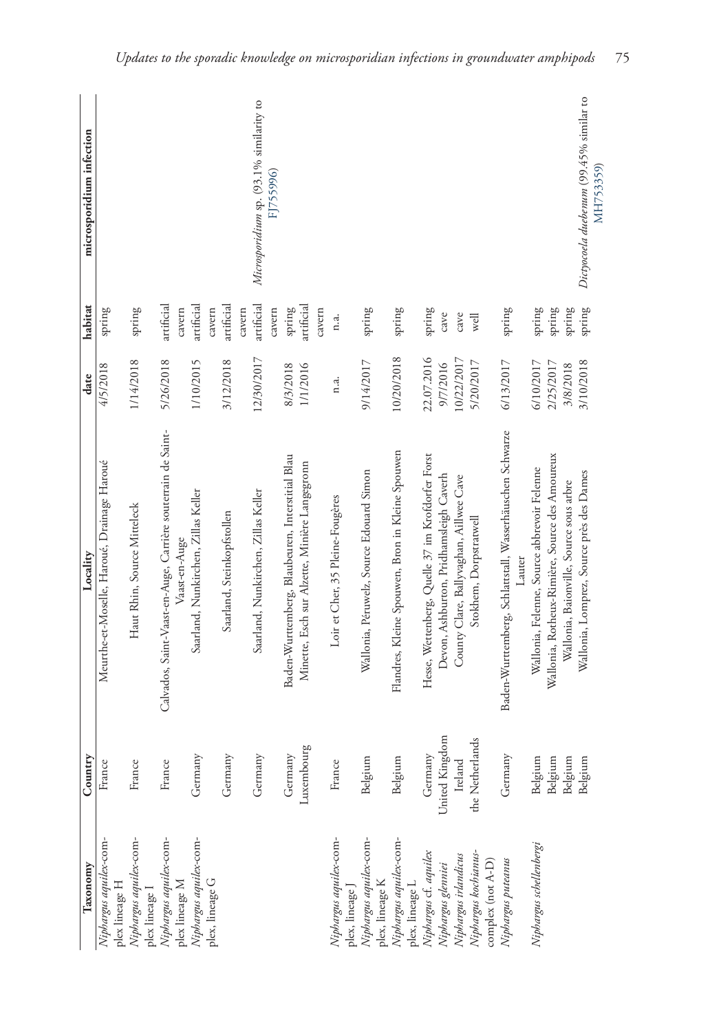| Taxonomy | Country | Locality | date | habitat | microsporidium infection |
|---|---|---|---|---|---|
| *Niphargus aquilex*-complex lineage H | France | Meurthe-et-Moselle, Haroué, Drainage Haroué | 4/5/2018 | spring | |
| *Niphargus aquilex*-complex lineage I | France | Haut Rhin, Source Mitteleck | 1/14/2018 | spring | |
| *Niphargus aquilex*-complex lineage M | France | Calvados, Saint-Vaast-en-Auge, Carrière souterrain de Saint-Vaast-en-Auge | 5/26/2018 | artificial cavern | |
| *Niphargus aquilex*-complex, lineage G | Germany | Saarland, Nunkirchen, Zillas Keller | 1/10/2015 | artificial cavern | |
| | Germany | Saarland, Steinkopfstollen | 3/12/2018 | artificial cavern | |
| | Germany | Saarland, Nunkirchen, Zillas Keller | 12/30/2017 | artificial cavern | *Microsporidium* sp. (93.1% similarity to FJ755996) |
| | Germany | Baden-Wurttemberg, Blaubeuren, Interstitial Blau | 8/3/2018 | spring | |
| | Luxembourg | Minette, Esch sur Alzette, Minière Langegronn | 1/1/2016 | artificial cavern | |
| *Niphargus aquilex*-complex, lineage J | France | Loir et Cher, 35 Pleine-Fougères | n.a. | n.a. | |
| *Niphargus aquilex*-complex, lineage K | Belgium | Wallonia, Péruwelz, Source Edouard Simon | 9/14/2017 | spring | |
| *Niphargus aquilex*-complex, lineage L | Belgium | Flandres, Kleine Spouwen, Bron in Kleine Spouwen | 10/20/2018 | spring | |
| *Niphargus* cf. *aquilex* | Germany | Hesse, Wettenberg, Quelle 37 im Krofdorfer Forst | 22.07.2016 | spring | |
| *Niphargus glenniei* | United Kingdom | Devon, Ashburton, Pridhamsleigh Caveth | 9/7/2016 | cave | |
| *Niphargus irlandicus* | Ireland | County Clare, Ballyvaghan, Aillwee Cave | 10/22/2017 | cave | |
| *Niphargus kochianus*-complex (not A-D) | the Netherlands | Stokhem, Dorpstratwell | 5/20/2017 | well | |
| *Niphargus puteanus* | Germany | Baden-Wurttemberg, Schlattstall, Wasserhäuschen Schwarze Lauter | 6/13/2017 | spring | |
| *Niphargus schellenbergi* | Belgium | Wallonia, Felenne, Source abbrevoir Felenne | 6/10/2017 | spring | |
| | Belgium | Wallonia, Rotheux-Rimière, Source des Amoureux | 2/25/2017 | spring | |
| | Belgium | Wallonia, Baionville, Source sous arbre | 3/8/2018 | spring | |
| | Belgium | Wallonia, Lomprez, Source près des Dames | 3/10/2018 | spring | *Dictyocoela duebenum* (99.45% similar to MH753359) |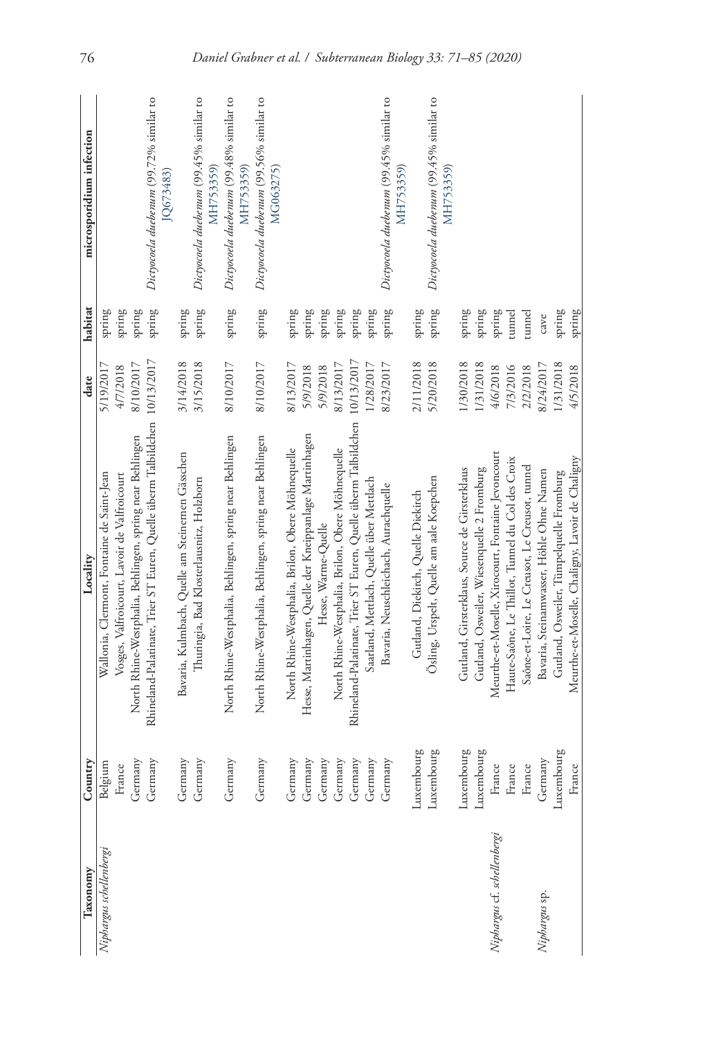| Taxonomy | Country | Locality | date | habitat | microsporidium infection |
|---|---|---|---|---|---|
| *Niphargus schellenbergi* | Belgium | Wallonia, Clermont, Fontaine de Saint-Jean | 5/19/2017 | spring | |
| | France | Vosges, Valfroicourt, Lavoir de Valfroicourt | 4/7/2018 | spring | |
| | Germany | North Rhine-Westphalia, Behlingen, spring near Behlingen | 8/10/2017 | spring | |
| | Germany | Rhineland-Palatinate, Trier ST Euren, Quelle überm Talbildchen | 10/13/2017 | spring | *Dictyocoela duebenum* (99.72% similar to JQ673483) |
| | Germany | Bavaria, Kulmbach, Quelle am Steinernen Gässchen | 3/14/2018 | spring | |
| | Germany | Thuringia, Bad Klosterlausnitz, Holzborn | 3/15/2018 | spring | *Dictyocoela duebenum* (99.45% similar to MH753359) |
| | Germany | North Rhine-Westphalia, Behlingen, spring near Behlingen | 8/10/2017 | spring | *Dictyocoela duebenum* (99.48% similar to MH753359) |
| | Germany | North Rhine-Westphalia, Behlingen, spring near Behlingen | 8/10/2017 | spring | *Dictyocoela duebenum* (99.56% similar to MG063275) |
| | Germany | North Rhine-Westphalia, Brilon, Obere Möhnequelle | 8/13/2017 | spring | |
| | Germany | Hesse, Martinhagen, Quelle der Kneippanlage Martinhagen | 5/9/2018 | spring | |
| | Germany | Hesse, Warme-Quelle | 5/9/2018 | spring | |
| | Germany | North Rhine-Westphalia, Brilon, Obere Möhnequelle | 8/13/2017 | spring | |
| | Germany | Rhineland-Palatinate, Trier ST Euren, Quelle überm Talbildchen | 10/13/2017 | spring | |
| | Germany | Saarland, Mettlach, Quelle über Mettlach | 1/28/2017 | spring | |
| | Germany | Bavaria, Neuschleichach, Aurachquelle | 8/23/2017 | spring | *Dictyocoela duebenum* (99.45% similar to MH753359) |
| | Luxembourg | Gutland, Diekirch, Quelle Diekirch | 2/11/2018 | spring | |
| | Luxembourg | Ösling, Urspelt, Quelle am aale Koepchen | 5/20/2018 | spring | *Dictyocoela duebenum* (99.45% similar to MH753359) |
| | Luxembourg | Gutland, Girsterklaus, Source de Girsterklaus | 1/30/2018 | spring | |
| | Luxembourg | Gutland, Osweiler, Wiesenquelle 2 Fromburg | 1/31/2018 | spring | |
| *Niphargus* cf. *schellenbergi* | France | Meurthe-et-Moselle, Xirocourt, Fontaine Jevoncourt | 4/6/2018 | spring | |
| | France | Haute-Saône, Le Thillot, Tunnel du Col des Croix | 7/3/2016 | tunnel | |
| | France | Saône-et-Loire, Le Creusot, Le Creusot, tunnel | 2/2/2018 | tunnel | |
| *Niphargus* sp. | Germany | Bavaria, Steinamwasser, Höhle Ohne Namen | 8/24/2017 | cave | |
| | Luxembourg | Gutland, Osweiler, Tümpelquelle Fromburg | 1/31/2018 | spring | |
| | France | Meurthe-et-Moselle, Chaligny, Lavoir de Chaligny | 4/5/2018 | spring | |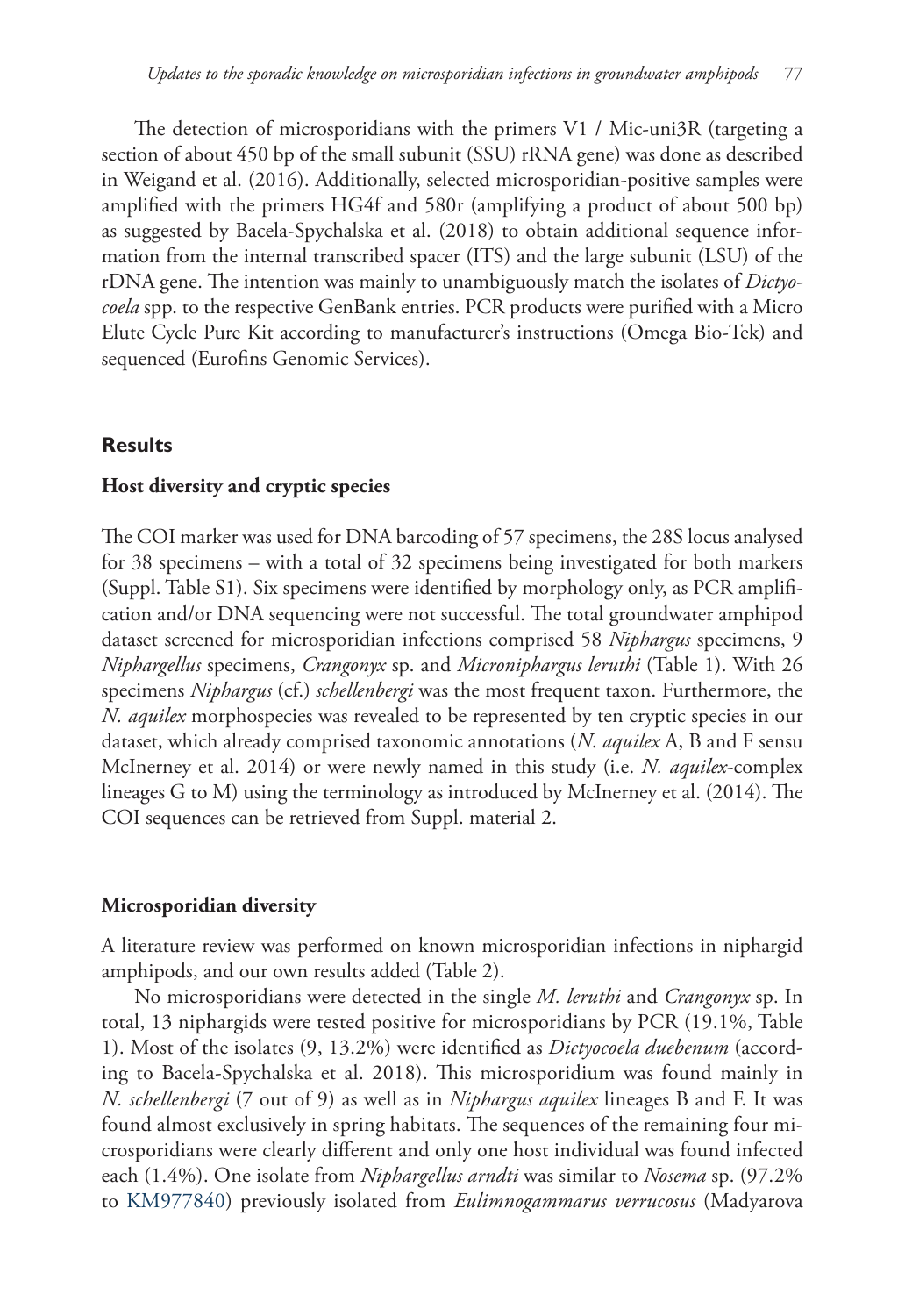The detection of microsporidians with the primers V1 / Mic-uni3R (targeting a section of about 450 bp of the small subunit (SSU) rRNA gene) was done as described in Weigand et al. (2016). Additionally, selected microsporidian-positive samples were amplified with the primers HG4f and 580r (amplifying a product of about 500 bp) as suggested by Bacela-Spychalska et al. (2018) to obtain additional sequence information from the internal transcribed spacer (ITS) and the large subunit (LSU) of the rDNA gene. The intention was mainly to unambiguously match the isolates of *Dictyocoela* spp. to the respective GenBank entries. PCR products were purified with a Micro Elute Cycle Pure Kit according to manufacturer's instructions (Omega Bio-Tek) and sequenced (Eurofins Genomic Services).

## Results

### Host diversity and cryptic species

The COI marker was used for DNA barcoding of 57 specimens, the 28S locus analysed for 38 specimens – with a total of 32 specimens being investigated for both markers (Suppl. Table S1). Six specimens were identified by morphology only, as PCR amplification and/or DNA sequencing were not successful. The total groundwater amphipod dataset screened for microsporidian infections comprised 58 *Niphargus* specimens, 9 *Niphargellus* specimens, *Crangonyx* sp. and *Microniphargus leruthi* (Table 1). With 26 specimens *Niphargus* (cf.) *schellenbergi* was the most frequent taxon. Furthermore, the *N. aquilex* morphospecies was revealed to be represented by ten cryptic species in our dataset, which already comprised taxonomic annotations (*N. aquilex* A, B and F sensu McInerney et al. 2014) or were newly named in this study (i.e. *N. aquilex*-complex lineages G to M) using the terminology as introduced by McInerney et al. (2014). The COI sequences can be retrieved from Suppl. material 2.

### Microsporidian diversity

A literature review was performed on known microsporidian infections in niphargid amphipods, and our own results added (Table 2).

No microsporidians were detected in the single *M. leruthi* and *Crangonyx* sp. In total, 13 niphargids were tested positive for microsporidians by PCR (19.1%, Table 1). Most of the isolates (9, 13.2%) were identified as *Dictyocoela duebenum* (according to Bacela-Spychalska et al. 2018). This microsporidium was found mainly in *N. schellenbergi* (7 out of 9) as well as in *Niphargus aquilex* lineages B and F. It was found almost exclusively in spring habitats. The sequences of the remaining four microsporidians were clearly different and only one host individual was found infected each (1.4%). One isolate from *Niphargellus arndti* was similar to *Nosema* sp. (97.2% to KM977840) previously isolated from *Eulimnogammarus verrucosus* (Madyarova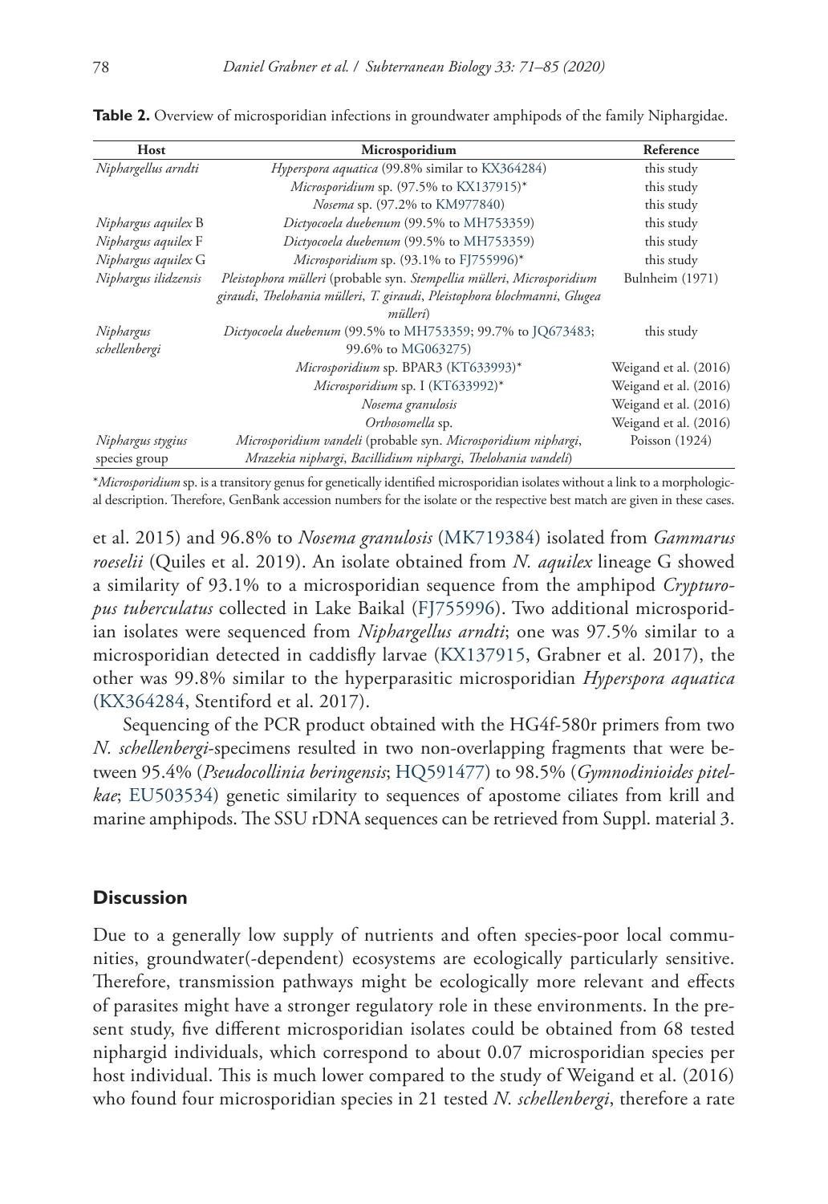**Table 2.** Overview of microsporidian infections in groundwater amphipods of the family Niphargidae.

| Host | Microsporidium | Reference |
|---|---|---|
| *Niphargellus arndti* | *Hyperspora aquatica* (99.8% similar to KX364284) | this study |
| | *Microsporidium* sp. (97.5% to KX137915)* | this study |
| | *Nosema* sp. (97.2% to KM977840) | this study |
| *Niphargus aquilex* B | *Dictyocoela duebenum* (99.5% to MH753359) | this study |
| *Niphargus aquilex* F | *Dictyocoela duebenum* (99.5% to MH753359) | this study |
| *Niphargus aquilex* G | *Microsporidium* sp. (93.1% to FJ755996)* | this study |
| *Niphargus ilidzensis* | *Pleistophora mülleri* (probable syn. *Stempellia mülleri*, *Microsporidium giraudi*, *Thelohania mülleri*, *T. giraudi*, *Pleistophora blochmanni*, *Glugea mülleri*) | Bulnheim (1971) |
| *Niphargus schellenbergi* | *Dictyocoela duebenum* (99.5% to MH753359; 99.7% to JQ673483; 99.6% to MG063275) | this study |
| | *Microsporidium* sp. BPAR3 (KT633993)* | Weigand et al. (2016) |
| | *Microsporidium* sp. I (KT633992)* | Weigand et al. (2016) |
| | *Nosema granulosis* | Weigand et al. (2016) |
| | *Orthosomella* sp. | Weigand et al. (2016) |
| *Niphargus stygius* species group | *Microsporidium vandeli* (probable syn. *Microsporidium niphargi*, *Mrazekia niphargi*, *Bacillidium niphargi*, *Thelohania vandeli*) | Poisson (1924) |

**Microsporidium* sp. is a transitory genus for genetically identified microsporidian isolates without a link to a morphological description. Therefore, GenBank accession numbers for the isolate or the respective best match are given in these cases.

et al. 2015) and 96.8% to *Nosema granulosis* (MK719384) isolated from *Gammarus roeselii* (Quiles et al. 2019). An isolate obtained from *N. aquilex* lineage G showed a similarity of 93.1% to a microsporidian sequence from the amphipod *Crypturopus tuberculatus* collected in Lake Baikal (FJ755996). Two additional microsporidian isolates were sequenced from *Niphargellus arndti*; one was 97.5% similar to a microsporidian detected in caddisfly larvae (KX137915, Grabner et al. 2017), the other was 99.8% similar to the hyperparasitic microsporidian *Hyperspora aquatica* (KX364284, Stentiford et al. 2017).

Sequencing of the PCR product obtained with the HG4f-580r primers from two *N. schellenbergi*-specimens resulted in two non-overlapping fragments that were between 95.4% (*Pseudocollinia beringensis*; HQ591477) to 98.5% (*Gymnodinioides pitelkae*; EU503534) genetic similarity to sequences of apostome ciliates from krill and marine amphipods. The SSU rDNA sequences can be retrieved from Suppl. material 3.

## Discussion

Due to a generally low supply of nutrients and often species-poor local communities, groundwater(-dependent) ecosystems are ecologically particularly sensitive. Therefore, transmission pathways might be ecologically more relevant and effects of parasites might have a stronger regulatory role in these environments. In the present study, five different microsporidian isolates could be obtained from 68 tested niphargid individuals, which correspond to about 0.07 microsporidian species per host individual. This is much lower compared to the study of Weigand et al. (2016) who found four microsporidian species in 21 tested *N. schellenbergi*, therefore a rate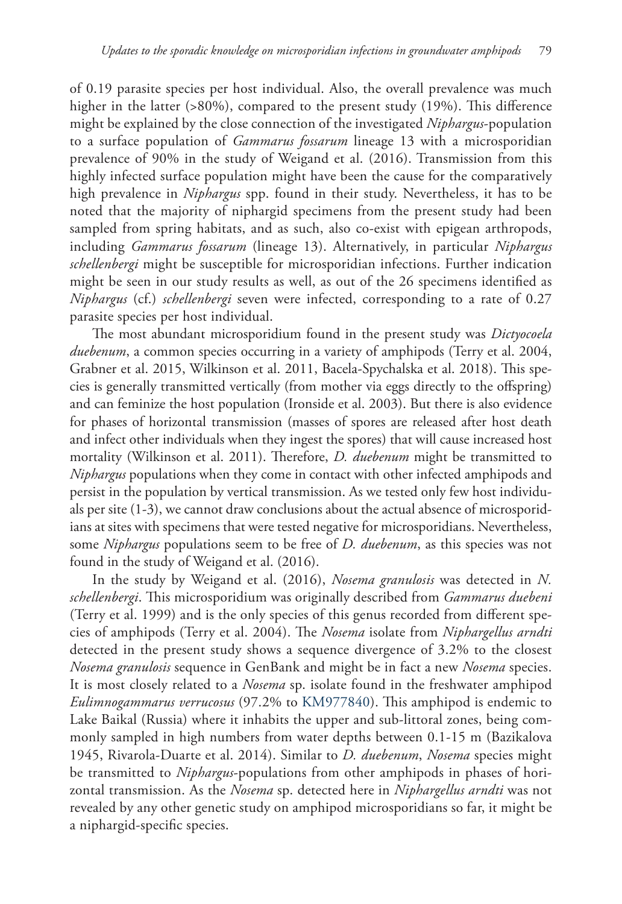of 0.19 parasite species per host individual. Also, the overall prevalence was much higher in the latter (>80%), compared to the present study (19%). This difference might be explained by the close connection of the investigated *Niphargus*-population to a surface population of *Gammarus fossarum* lineage 13 with a microsporidian prevalence of 90% in the study of Weigand et al. (2016). Transmission from this highly infected surface population might have been the cause for the comparatively high prevalence in *Niphargus* spp. found in their study. Nevertheless, it has to be noted that the majority of niphargid specimens from the present study had been sampled from spring habitats, and as such, also co-exist with epigean arthropods, including *Gammarus fossarum* (lineage 13). Alternatively, in particular *Niphargus schellenbergi* might be susceptible for microsporidian infections. Further indication might be seen in our study results as well, as out of the 26 specimens identified as *Niphargus* (cf.) *schellenbergi* seven were infected, corresponding to a rate of 0.27 parasite species per host individual.

The most abundant microsporidium found in the present study was *Dictyocoela duebenum*, a common species occurring in a variety of amphipods (Terry et al. 2004, Grabner et al. 2015, Wilkinson et al. 2011, Bacela-Spychalska et al. 2018). This species is generally transmitted vertically (from mother via eggs directly to the offspring) and can feminize the host population (Ironside et al. 2003). But there is also evidence for phases of horizontal transmission (masses of spores are released after host death and infect other individuals when they ingest the spores) that will cause increased host mortality (Wilkinson et al. 2011). Therefore, *D. duebenum* might be transmitted to *Niphargus* populations when they come in contact with other infected amphipods and persist in the population by vertical transmission. As we tested only few host individuals per site (1-3), we cannot draw conclusions about the actual absence of microsporidians at sites with specimens that were tested negative for microsporidians. Nevertheless, some *Niphargus* populations seem to be free of *D. duebenum*, as this species was not found in the study of Weigand et al. (2016).

In the study by Weigand et al. (2016), *Nosema granulosis* was detected in *N. schellenbergi*. This microsporidium was originally described from *Gammarus duebeni* (Terry et al. 1999) and is the only species of this genus recorded from different species of amphipods (Terry et al. 2004). The *Nosema* isolate from *Niphargellus arndti* detected in the present study shows a sequence divergence of 3.2% to the closest *Nosema granulosis* sequence in GenBank and might be in fact a new *Nosema* species. It is most closely related to a *Nosema* sp. isolate found in the freshwater amphipod *Eulimnogammarus verrucosus* (97.2% to KM977840). This amphipod is endemic to Lake Baikal (Russia) where it inhabits the upper and sub-littoral zones, being commonly sampled in high numbers from water depths between 0.1-15 m (Bazikalova 1945, Rivarola-Duarte et al. 2014). Similar to *D. duebenum*, *Nosema* species might be transmitted to *Niphargus*-populations from other amphipods in phases of horizontal transmission. As the *Nosema* sp. detected here in *Niphargellus arndti* was not revealed by any other genetic study on amphipod microsporidians so far, it might be a niphargid-specific species.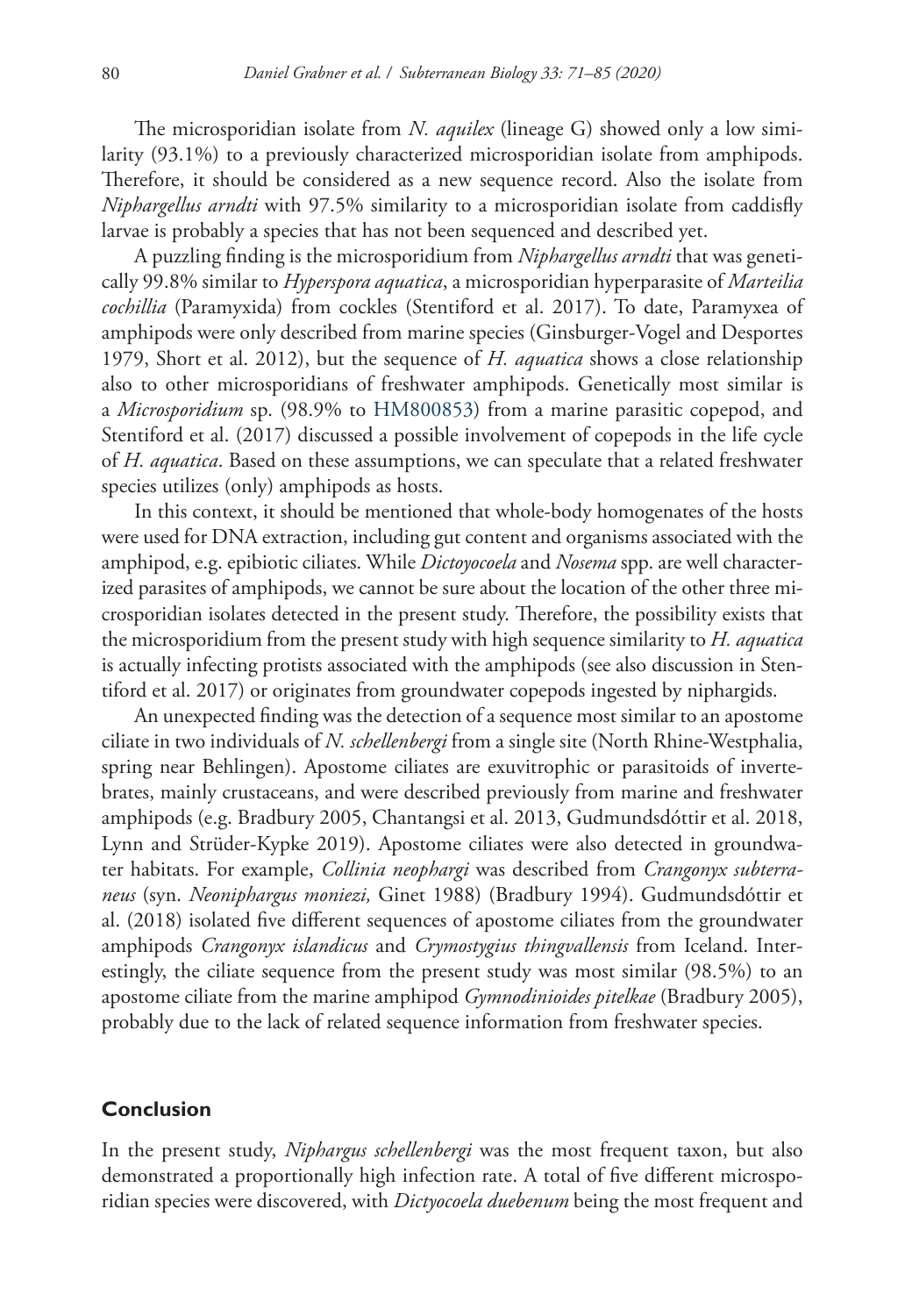The microsporidian isolate from *N. aquilex* (lineage G) showed only a low similarity (93.1%) to a previously characterized microsporidian isolate from amphipods. Therefore, it should be considered as a new sequence record. Also the isolate from *Niphargellus arndti* with 97.5% similarity to a microsporidian isolate from caddisfly larvae is probably a species that has not been sequenced and described yet.

A puzzling finding is the microsporidium from *Niphargellus arndti* that was genetically 99.8% similar to *Hyperspora aquatica*, a microsporidian hyperparasite of *Marteilia cochillia* (Paramyxida) from cockles (Stentiford et al. 2017). To date, Paramyxea of amphipods were only described from marine species (Ginsburger-Vogel and Desportes 1979, Short et al. 2012), but the sequence of *H. aquatica* shows a close relationship also to other microsporidians of freshwater amphipods. Genetically most similar is a *Microsporidium* sp. (98.9% to HM800853) from a marine parasitic copepod, and Stentiford et al. (2017) discussed a possible involvement of copepods in the life cycle of *H. aquatica*. Based on these assumptions, we can speculate that a related freshwater species utilizes (only) amphipods as hosts.

In this context, it should be mentioned that whole-body homogenates of the hosts were used for DNA extraction, including gut content and organisms associated with the amphipod, e.g. epibiotic ciliates. While *Dictyocoela* and *Nosema* spp. are well characterized parasites of amphipods, we cannot be sure about the location of the other three microsporidian isolates detected in the present study. Therefore, the possibility exists that the microsporidium from the present study with high sequence similarity to *H. aquatica* is actually infecting protists associated with the amphipods (see also discussion in Stentiford et al. 2017) or originates from groundwater copepods ingested by niphargids.

An unexpected finding was the detection of a sequence most similar to an apostome ciliate in two individuals of *N. schellenbergi* from a single site (North Rhine-Westphalia, spring near Behlingen). Apostome ciliates are exuvitrophic or parasitoids of invertebrates, mainly crustaceans, and were described previously from marine and freshwater amphipods (e.g. Bradbury 2005, Chantangsi et al. 2013, Gudmundsdóttir et al. 2018, Lynn and Strüder-Kypke 2019). Apostome ciliates were also detected in groundwater habitats. For example, *Collinia neophargi* was described from *Crangonyx subterraneus* (syn. *Neoniphargus moniezi,* Ginet 1988) (Bradbury 1994). Gudmundsdóttir et al. (2018) isolated five different sequences of apostome ciliates from the groundwater amphipods *Crangonyx islandicus* and *Crymostygius thingvallensis* from Iceland. Interestingly, the ciliate sequence from the present study was most similar (98.5%) to an apostome ciliate from the marine amphipod *Gymnodinioides pitelkae* (Bradbury 2005), probably due to the lack of related sequence information from freshwater species.

## Conclusion

In the present study, *Niphargus schellenbergi* was the most frequent taxon, but also demonstrated a proportionally high infection rate. A total of five different microsporidian species were discovered, with *Dictyocoela duebenum* being the most frequent and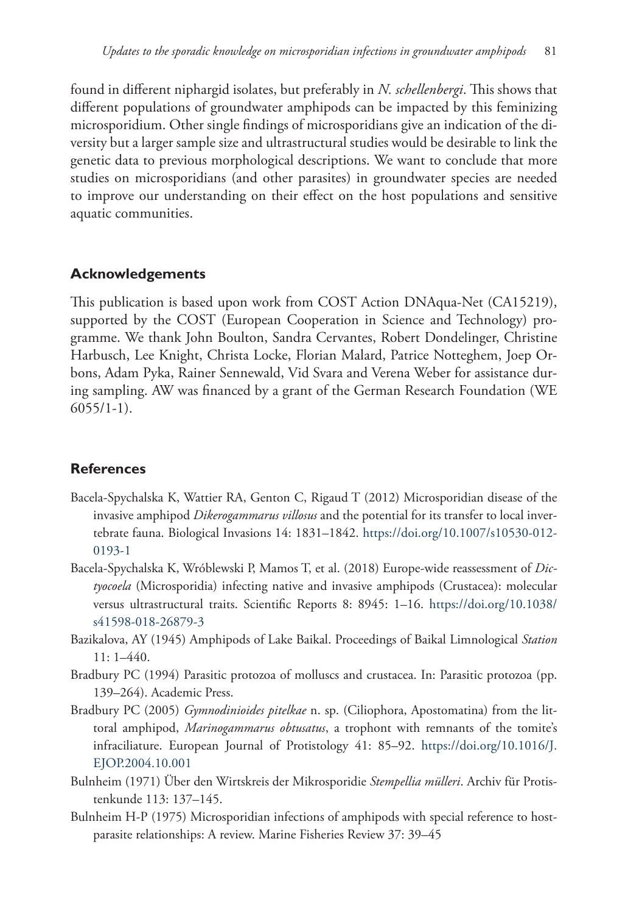found in different niphargid isolates, but preferably in *N. schellenbergi*. This shows that different populations of groundwater amphipods can be impacted by this feminizing microsporidium. Other single findings of microsporidians give an indication of the diversity but a larger sample size and ultrastructural studies would be desirable to link the genetic data to previous morphological descriptions. We want to conclude that more studies on microsporidians (and other parasites) in groundwater species are needed to improve our understanding on their effect on the host populations and sensitive aquatic communities.

## Acknowledgements

This publication is based upon work from COST Action DNAqua-Net (CA15219), supported by the COST (European Cooperation in Science and Technology) programme. We thank John Boulton, Sandra Cervantes, Robert Dondelinger, Christine Harbusch, Lee Knight, Christa Locke, Florian Malard, Patrice Notteghem, Joep Orbons, Adam Pyka, Rainer Sennewald, Vid Svara and Verena Weber for assistance during sampling. AW was financed by a grant of the German Research Foundation (WE 6055/1-1).

## References

Bacela-Spychalska K, Wattier RA, Genton C, Rigaud T (2012) Microsporidian disease of the invasive amphipod *Dikerogammarus villosus* and the potential for its transfer to local invertebrate fauna. Biological Invasions 14: 1831–1842. https://doi.org/10.1007/s10530-012-0193-1

Bacela-Spychalska K, Wróblewski P, Mamos T, et al. (2018) Europe-wide reassessment of *Dictyocoela* (Microsporidia) infecting native and invasive amphipods (Crustacea): molecular versus ultrastructural traits. Scientific Reports 8: 8945: 1–16. https://doi.org/10.1038/s41598-018-26879-3

Bazikalova, AY (1945) Amphipods of Lake Baikal. Proceedings of Baikal Limnological *Station* 11: 1–440.

Bradbury PC (1994) Parasitic protozoa of molluscs and crustacea. In: Parasitic protozoa (pp. 139–264). Academic Press.

Bradbury PC (2005) *Gymnodinioides pitelkae* n. sp. (Ciliophora, Apostomatina) from the littoral amphipod, *Marinogammarus obtusatus*, a trophont with remnants of the tomite's infraciliature. European Journal of Protistology 41: 85–92. https://doi.org/10.1016/J.EJOP.2004.10.001

Bulnheim (1971) Über den Wirtskreis der Mikrosporidie *Stempellia mülleri*. Archiv für Protistenkunde 113: 137–145.

Bulnheim H-P (1975) Microsporidian infections of amphipods with special reference to host-parasite relationships: A review. Marine Fisheries Review 37: 39–45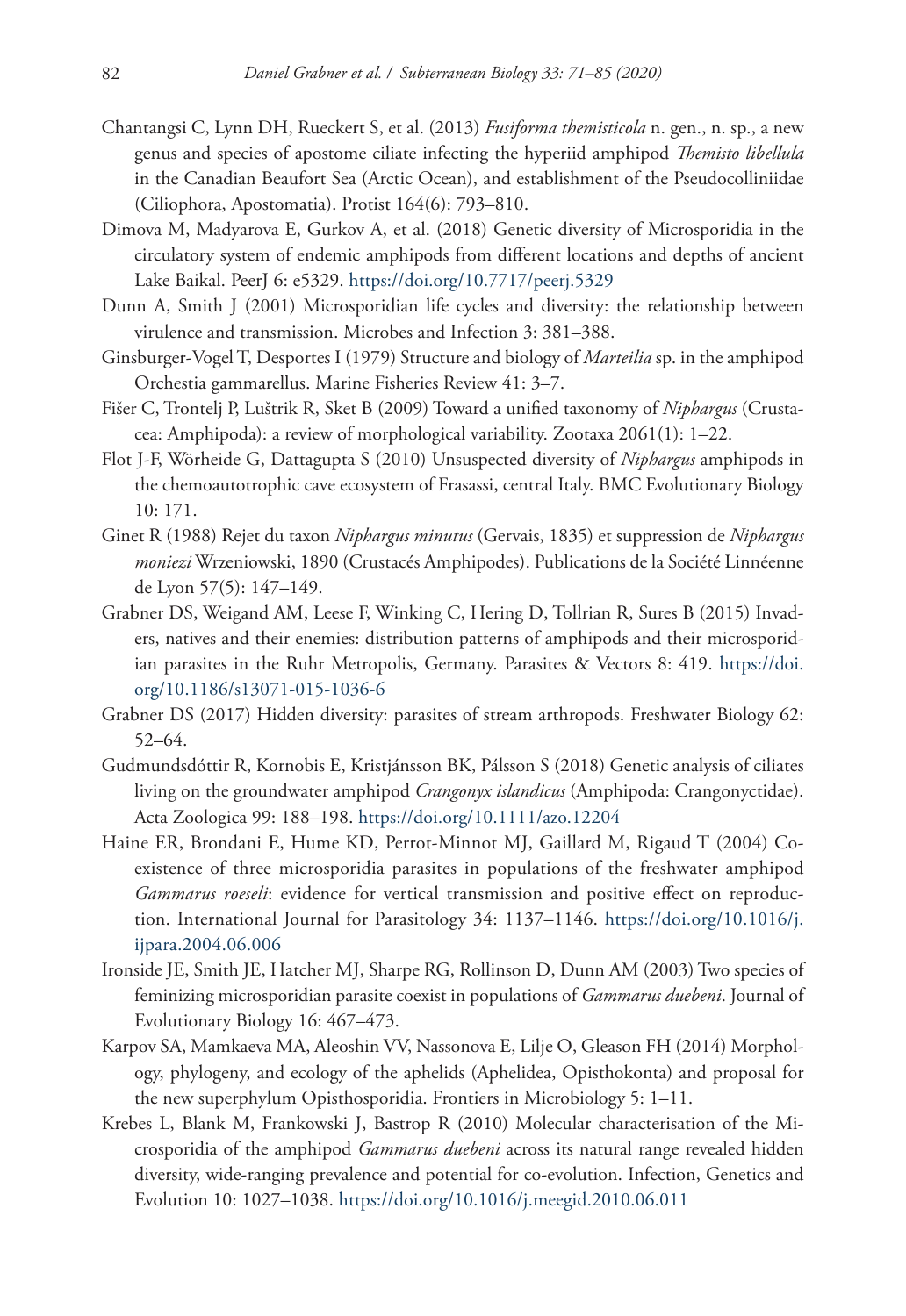Chantangsi C, Lynn DH, Rueckert S, et al. (2013) *Fusiforma themisticola* n. gen., n. sp., a new genus and species of apostome ciliate infecting the hyperiid amphipod *Themisto libellula* in the Canadian Beaufort Sea (Arctic Ocean), and establishment of the Pseudocolliniidae (Ciliophora, Apostomatia). Protist 164(6): 793–810.

Dimova M, Madyarova E, Gurkov A, et al. (2018) Genetic diversity of Microsporidia in the circulatory system of endemic amphipods from different locations and depths of ancient Lake Baikal. PeerJ 6: e5329. https://doi.org/10.7717/peerj.5329

Dunn A, Smith J (2001) Microsporidian life cycles and diversity: the relationship between virulence and transmission. Microbes and Infection 3: 381–388.

Ginsburger-Vogel T, Desportes I (1979) Structure and biology of *Marteilia* sp. in the amphipod Orchestia gammarellus. Marine Fisheries Review 41: 3–7.

Fišer C, Trontelj P, Luštrik R, Sket B (2009) Toward a unified taxonomy of *Niphargus* (Crustacea: Amphipoda): a review of morphological variability. Zootaxa 2061(1): 1–22.

Flot J-F, Wörheide G, Dattagupta S (2010) Unsuspected diversity of *Niphargus* amphipods in the chemoautotrophic cave ecosystem of Frasassi, central Italy. BMC Evolutionary Biology 10: 171.

Ginet R (1988) Rejet du taxon *Niphargus minutus* (Gervais, 1835) et suppression de *Niphargus moniezi* Wrzeniowski, 1890 (Crustacés Amphipodes). Publications de la Société Linnéenne de Lyon 57(5): 147–149.

Grabner DS, Weigand AM, Leese F, Winking C, Hering D, Tollrian R, Sures B (2015) Invaders, natives and their enemies: distribution patterns of amphipods and their microsporidian parasites in the Ruhr Metropolis, Germany. Parasites & Vectors 8: 419. https://doi.org/10.1186/s13071-015-1036-6

Grabner DS (2017) Hidden diversity: parasites of stream arthropods. Freshwater Biology 62: 52–64.

Gudmundsdóttir R, Kornobis E, Kristjánsson BK, Pálsson S (2018) Genetic analysis of ciliates living on the groundwater amphipod *Crangonyx islandicus* (Amphipoda: Crangonyctidae). Acta Zoologica 99: 188–198. https://doi.org/10.1111/azo.12204

Haine ER, Brondani E, Hume KD, Perrot-Minnot MJ, Gaillard M, Rigaud T (2004) Coexistence of three microsporidia parasites in populations of the freshwater amphipod *Gammarus roeseli*: evidence for vertical transmission and positive effect on reproduction. International Journal for Parasitology 34: 1137–1146. https://doi.org/10.1016/j.ijpara.2004.06.006

Ironside JE, Smith JE, Hatcher MJ, Sharpe RG, Rollinson D, Dunn AM (2003) Two species of feminizing microsporidian parasite coexist in populations of *Gammarus duebeni*. Journal of Evolutionary Biology 16: 467–473.

Karpov SA, Mamkaeva MA, Aleoshin VV, Nassonova E, Lilje O, Gleason FH (2014) Morphology, phylogeny, and ecology of the aphelids (Aphelidea, Opisthokonta) and proposal for the new superphylum Opisthosporidia. Frontiers in Microbiology 5: 1–11.

Krebes L, Blank M, Frankowski J, Bastrop R (2010) Molecular characterisation of the Microsporidia of the amphipod *Gammarus duebeni* across its natural range revealed hidden diversity, wide-ranging prevalence and potential for co-evolution. Infection, Genetics and Evolution 10: 1027–1038. https://doi.org/10.1016/j.meegid.2010.06.011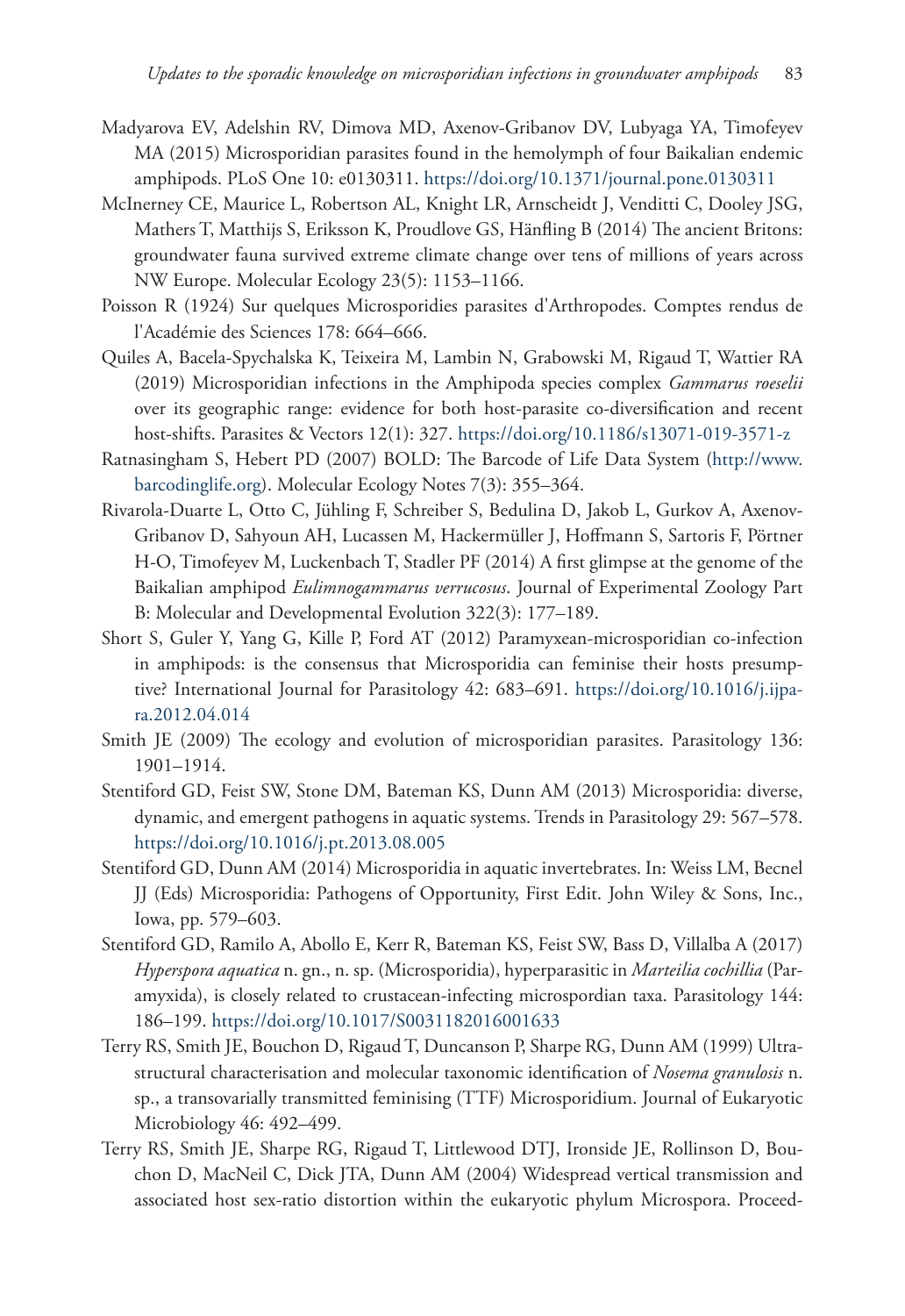Madyarova EV, Adelshin RV, Dimova MD, Axenov-Gribanov DV, Lubyaga YA, Timofeyev MA (2015) Microsporidian parasites found in the hemolymph of four Baikalian endemic amphipods. PLoS One 10: e0130311. https://doi.org/10.1371/journal.pone.0130311

McInerney CE, Maurice L, Robertson AL, Knight LR, Arnscheidt J, Venditti C, Dooley JSG, Mathers T, Matthijs S, Eriksson K, Proudlove GS, Hänfling B (2014) The ancient Britons: groundwater fauna survived extreme climate change over tens of millions of years across NW Europe. Molecular Ecology 23(5): 1153–1166.

Poisson R (1924) Sur quelques Microsporidies parasites d'Arthropodes. Comptes rendus de l'Académie des Sciences 178: 664–666.

Quiles A, Bacela-Spychalska K, Teixeira M, Lambin N, Grabowski M, Rigaud T, Wattier RA (2019) Microsporidian infections in the Amphipoda species complex *Gammarus roeselii* over its geographic range: evidence for both host-parasite co-diversification and recent host-shifts. Parasites & Vectors 12(1): 327. https://doi.org/10.1186/s13071-019-3571-z

Ratnasingham S, Hebert PD (2007) BOLD: The Barcode of Life Data System (http://www.barcodinglife.org). Molecular Ecology Notes 7(3): 355–364.

Rivarola-Duarte L, Otto C, Jühling F, Schreiber S, Bedulina D, Jakob L, Gurkov A, Axenov-Gribanov D, Sahyoun AH, Lucassen M, Hackermüller J, Hoffmann S, Sartoris F, Pörtner H-O, Timofeyev M, Luckenbach T, Stadler PF (2014) A first glimpse at the genome of the Baikalian amphipod *Eulimnogammarus verrucosus*. Journal of Experimental Zoology Part B: Molecular and Developmental Evolution 322(3): 177–189.

Short S, Guler Y, Yang G, Kille P, Ford AT (2012) Paramyxean-microsporidian co-infection in amphipods: is the consensus that Microsporidia can feminise their hosts presumptive? International Journal for Parasitology 42: 683–691. https://doi.org/10.1016/j.ijpara.2012.04.014

Smith JE (2009) The ecology and evolution of microsporidian parasites. Parasitology 136: 1901–1914.

Stentiford GD, Feist SW, Stone DM, Bateman KS, Dunn AM (2013) Microsporidia: diverse, dynamic, and emergent pathogens in aquatic systems. Trends in Parasitology 29: 567–578. https://doi.org/10.1016/j.pt.2013.08.005

Stentiford GD, Dunn AM (2014) Microsporidia in aquatic invertebrates. In: Weiss LM, Becnel JJ (Eds) Microsporidia: Pathogens of Opportunity, First Edit. John Wiley & Sons, Inc., Iowa, pp. 579–603.

Stentiford GD, Ramilo A, Abollo E, Kerr R, Bateman KS, Feist SW, Bass D, Villalba A (2017) *Hyperspora aquatica* n. gn., n. sp. (Microsporidia), hyperparasitic in *Marteilia cochillia* (Paramyxida), is closely related to crustacean-infecting microspordian taxa. Parasitology 144: 186–199. https://doi.org/10.1017/S0031182016001633

Terry RS, Smith JE, Bouchon D, Rigaud T, Duncanson P, Sharpe RG, Dunn AM (1999) Ultrastructural characterisation and molecular taxonomic identification of *Nosema granulosis* n. sp., a transovarially transmitted feminising (TTF) Microsporidium. Journal of Eukaryotic Microbiology 46: 492–499.

Terry RS, Smith JE, Sharpe RG, Rigaud T, Littlewood DTJ, Ironside JE, Rollinson D, Bouchon D, MacNeil C, Dick JTA, Dunn AM (2004) Widespread vertical transmission and associated host sex-ratio distortion within the eukaryotic phylum Microspora. Proceed-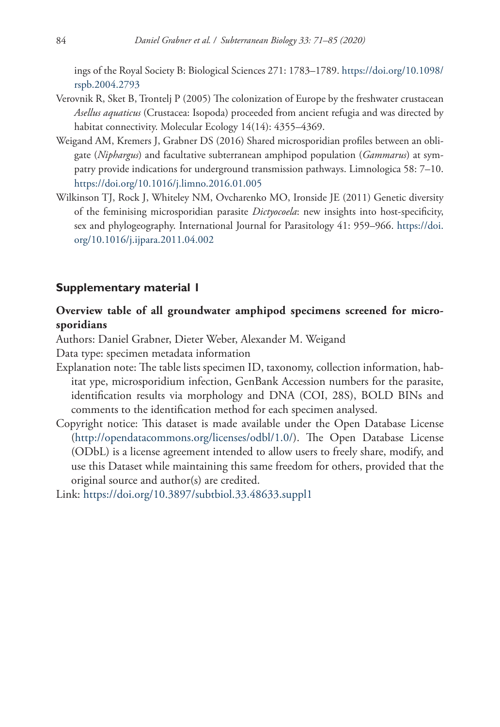ings of the Royal Society B: Biological Sciences 271: 1783–1789. https://doi.org/10.1098/rspb.2004.2793

Verovnik R, Sket B, Trontelj P (2005) The colonization of Europe by the freshwater crustacean *Asellus aquaticus* (Crustacea: Isopoda) proceeded from ancient refugia and was directed by habitat connectivity. Molecular Ecology 14(14): 4355–4369.

Weigand AM, Kremers J, Grabner DS (2016) Shared microsporidian profiles between an obligate (*Niphargus*) and facultative subterranean amphipod population (*Gammarus*) at sympatry provide indications for underground transmission pathways. Limnologica 58: 7–10. https://doi.org/10.1016/j.limno.2016.01.005

Wilkinson TJ, Rock J, Whiteley NM, Ovcharenko MO, Ironside JE (2011) Genetic diversity of the feminising microsporidian parasite *Dictyocoela*: new insights into host-specificity, sex and phylogeography. International Journal for Parasitology 41: 959–966. https://doi.org/10.1016/j.ijpara.2011.04.002

## Supplementary material 1

### Overview table of all groundwater amphipod specimens screened for microsporidians

Authors: Daniel Grabner, Dieter Weber, Alexander M. Weigand

Data type: specimen metadata information

Explanation note: The table lists specimen ID, taxonomy, collection information, habitat ype, microsporidium infection, GenBank Accession numbers for the parasite, identification results via morphology and DNA (COI, 28S), BOLD BINs and comments to the identification method for each specimen analysed.

Copyright notice: This dataset is made available under the Open Database License (http://opendatacommons.org/licenses/odbl/1.0/). The Open Database License (ODbL) is a license agreement intended to allow users to freely share, modify, and use this Dataset while maintaining this same freedom for others, provided that the original source and author(s) are credited.

Link: https://doi.org/10.3897/subtbiol.33.48633.suppl1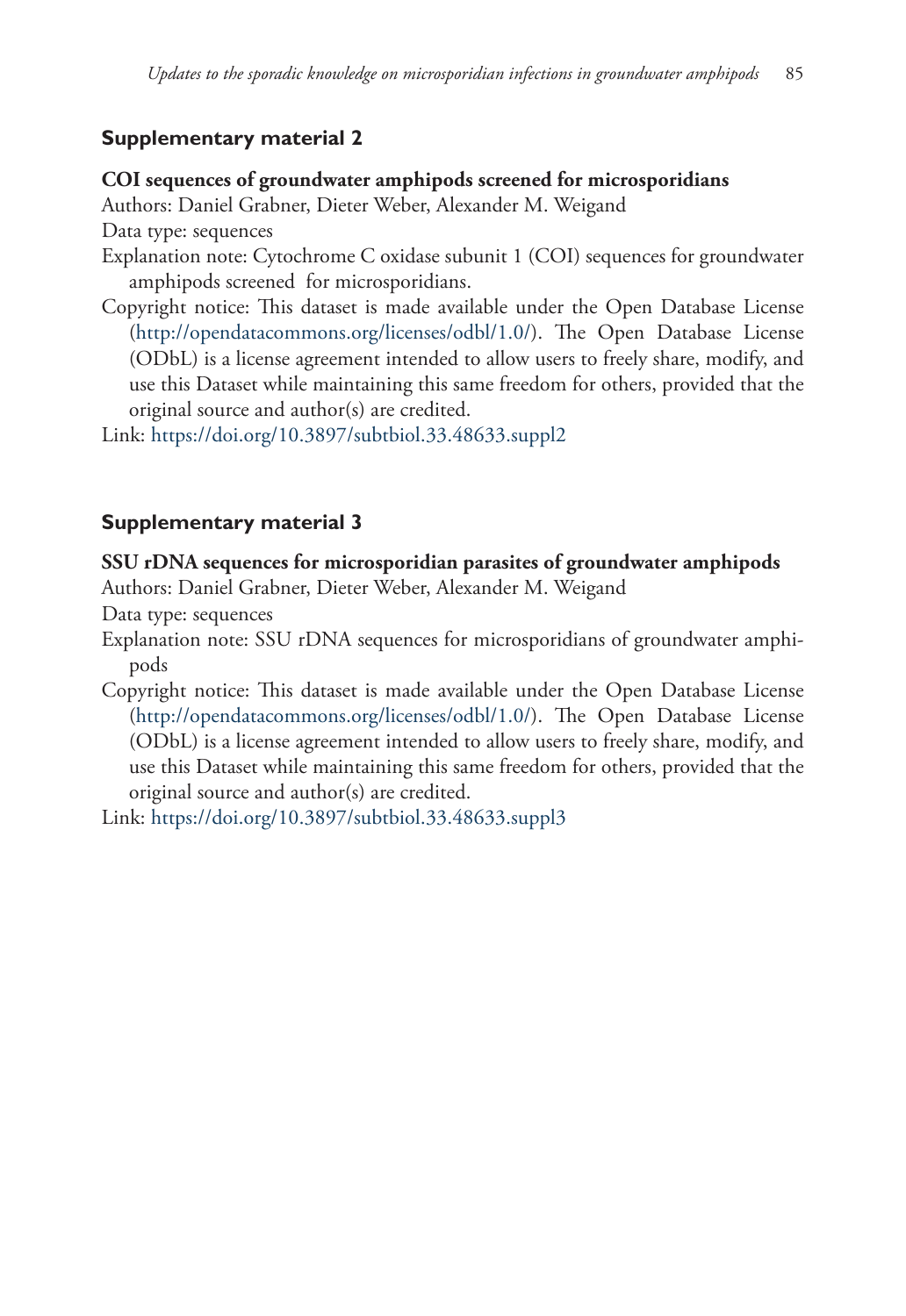## Supplementary material 2

**COI sequences of groundwater amphipods screened for microsporidians**

Authors: Daniel Grabner, Dieter Weber, Alexander M. Weigand

Data type: sequences

Explanation note: Cytochrome C oxidase subunit 1 (COI) sequences for groundwater amphipods screened for microsporidians.

Copyright notice: This dataset is made available under the Open Database License (http://opendatacommons.org/licenses/odbl/1.0/). The Open Database License (ODbL) is a license agreement intended to allow users to freely share, modify, and use this Dataset while maintaining this same freedom for others, provided that the original source and author(s) are credited.

Link: https://doi.org/10.3897/subtbiol.33.48633.suppl2

## Supplementary material 3

**SSU rDNA sequences for microsporidian parasites of groundwater amphipods**

Authors: Daniel Grabner, Dieter Weber, Alexander M. Weigand

Data type: sequences

Explanation note: SSU rDNA sequences for microsporidians of groundwater amphipods

Copyright notice: This dataset is made available under the Open Database License (http://opendatacommons.org/licenses/odbl/1.0/). The Open Database License (ODbL) is a license agreement intended to allow users to freely share, modify, and use this Dataset while maintaining this same freedom for others, provided that the original source and author(s) are credited.

Link: https://doi.org/10.3897/subtbiol.33.48633.suppl3